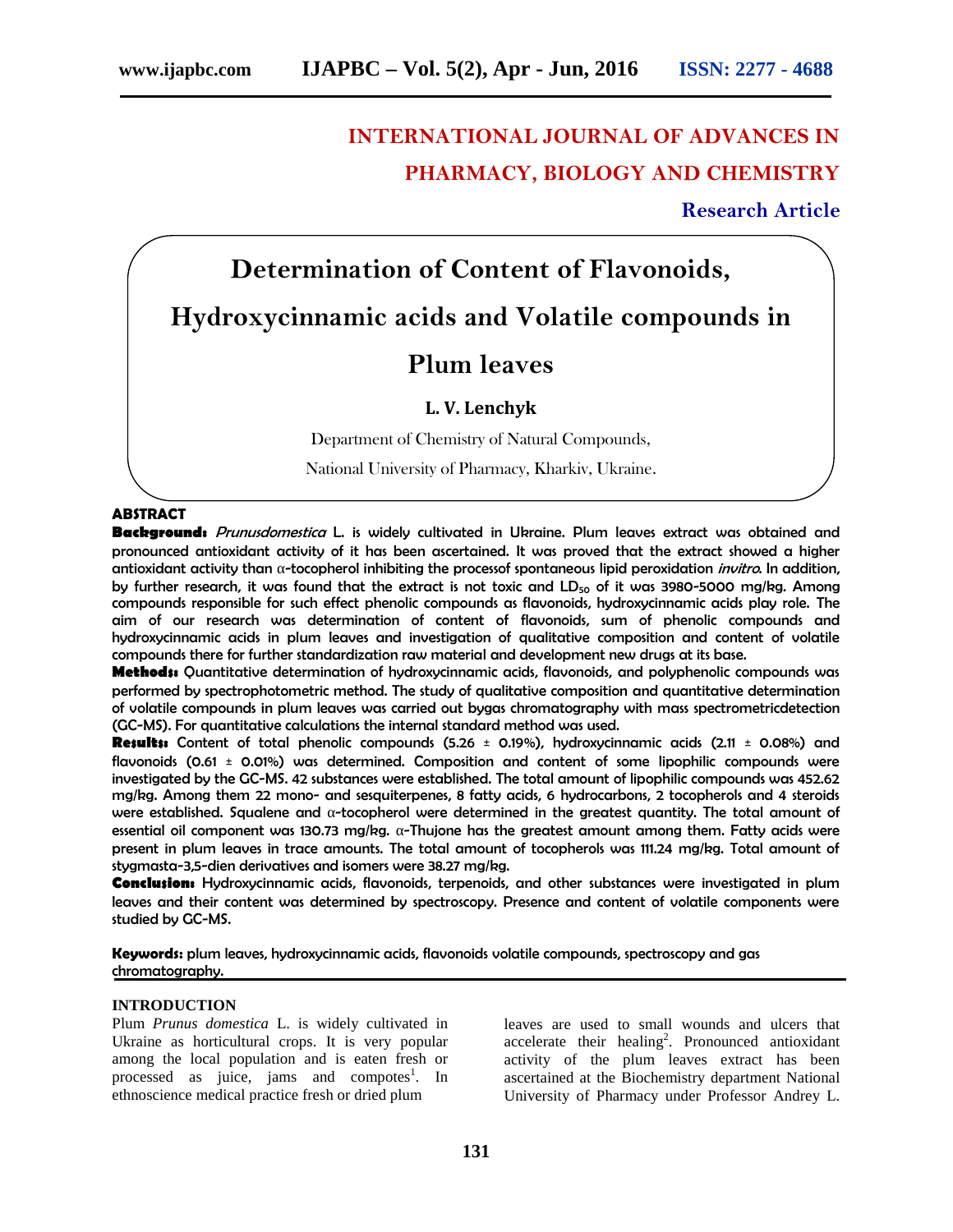# INTERNATIONAL JOURNAL OF ADVANCES IN PHARMACY, BIOLOGY AND CHEMISTRY

**Research Article**

# Determination of Content of Flavonoids, Hydroxycinnamic acids and Volatile compounds in Plum leaves

**L. V. Lenchyk**

Department of Chemistry of Natural Compounds,

National University of Pharmacy, Kharkiv, Ukraine.

## ABSTRACT

**Background:** *Prunusdomestica* L. is widely cultivated in Ukraine. Plum leaves extract was obtained and pronounced antioxidant activity of it has been ascertained. It was proved that the extract showed a higher antioxidant activity than α-tocopherol inhibiting the processof spontaneous lipid peroxidation *invitro*. In addition, by further research, it was found that the extract is not toxic and $LD_{50}$ of it was 3980-5000 mg/kg. Among compounds responsible for such effect phenolic compounds as flavonoids, hydroxycinnamic acids play role. The aim of our research was determination of content of flavonoids, sum of phenolic compounds and hydroxycinnamic acids in plum leaves and investigation of qualitative composition and content of volatile compounds there for further standardization raw material and development new drugs at its base.

**Methods:** Quantitative determination of hydroxycinnamic acids, flavonoids, and polyphenolic compounds was performed by spectrophotometric method. The study of qualitative composition and quantitative determination of volatile compounds in plum leaves was carried out bygas chromatography with mass spectrometricdetection (GC-MS). For quantitative calculations the internal standard method was used.

**Results:** Content of total phenolic compounds (5.26 ± 0.19%), hydroxycinnamic acids (2.11 ± 0.08%) and flavonoids (0.61 ± 0.01%) was determined. Composition and content of some lipophilic compounds were investigated by the GC-MS. 42 substances were established. The total amount of lipophilic compounds was 452.62 mg/kg. Among them 22 mono- and sesquiterpenes, 8 fatty acids, 6 hydrocarbons, 2 tocopherols and 4 steroids were established. Squalene and α-tocopherol were determined in the greatest quantity. The total amount of essential oil component was 130.73 mg/kg. α-Thujone has the greatest amount among them. Fatty acids were present in plum leaves in trace amounts. The total amount of tocopherols was 111.24 mg/kg. Total amount of stygmasta-3,5-dien derivatives and isomers were 38.27 mg/kg.

**Conclusion:** Hydroxycinnamic acids, flavonoids, terpenoids, and other substances were investigated in plum leaves and their content was determined by spectroscopy. Presence and content of volatile components were studied by GC-MS.

**Keywords:** plum leaves, hydroxycinnamic acids, flavonoids volatile compounds, spectroscopy and gas chromatography.

## INTRODUCTION

Plum *Prunus domestica* L. is widely cultivated in Ukraine as horticultural crops. It is very popular among the local population and is eaten fresh or processed as juice, jams and compotes[1]. In ethnoscience medical practice fresh or dried plum leaves are used to small wounds and ulcers that accelerate their healing[2]. Pronounced antioxidant activity of the plum leaves extract has been ascertained at the Biochemistry department National University of Pharmacy under Professor Andrey L.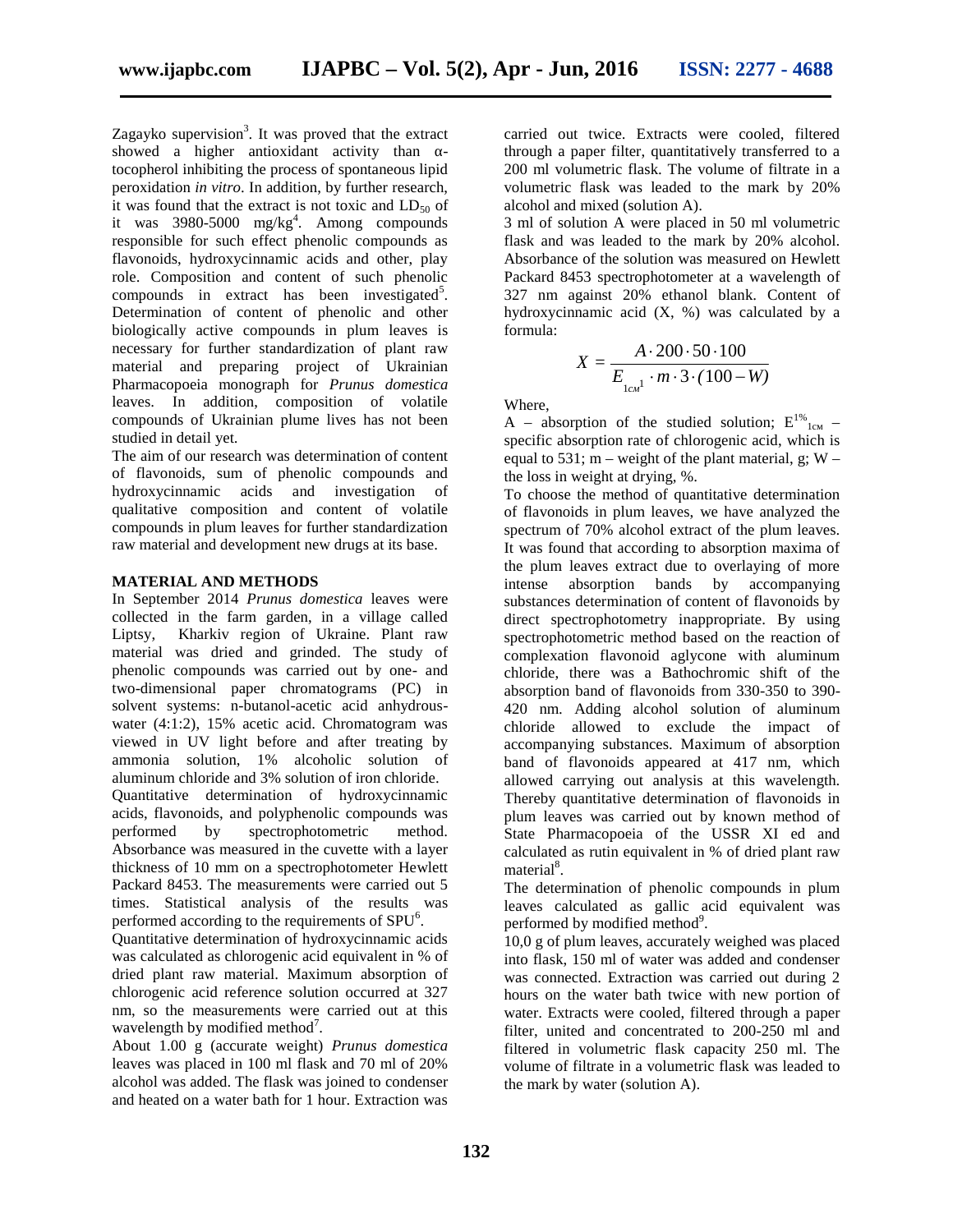Zagayko supervision[3]. It was proved that the extract showed a higher antioxidant activity than α-tocopherol inhibiting the process of spontaneous lipid peroxidation *in vitro*. In addition, by further research, it was found that the extract is not toxic and $LD_{50}$ of it was 3980-5000 mg/kg[4]. Among compounds responsible for such effect phenolic compounds as flavonoids, hydroxycinnamic acids and other, play role. Composition and content of such phenolic compounds in extract has been investigated[5]. Determination of content of phenolic and other biologically active compounds in plum leaves is necessary for further standardization of plant raw material and preparing project of Ukrainian Pharmacopoeia monograph for *Prunus domestica* leaves. In addition, composition of volatile compounds of Ukrainian plume lives has not been studied in detail yet.

The aim of our research was determination of content of flavonoids, sum of phenolic compounds and hydroxycinnamic acids and investigation of qualitative composition and content of volatile compounds in plum leaves for further standardization raw material and development new drugs at its base.

## MATERIAL AND METHODS

In September 2014 *Prunus domestica* leaves were collected in the farm garden, in a village called Liptsy, Kharkiv region of Ukraine. Plant raw material was dried and grinded. The study of phenolic compounds was carried out by one- and two-dimensional paper chromatograms (PC) in solvent systems: n-butanol-acetic acid anhydrous-water (4:1:2), 15% acetic acid. Chromatogram was viewed in UV light before and after treating by ammonia solution, 1% alcoholic solution of aluminum chloride and 3% solution of iron chloride.

Quantitative determination of hydroxycinnamic acids, flavonoids, and polyphenolic compounds was performed by spectrophotometric method. Absorbance was measured in the cuvette with a layer thickness of 10 mm on a spectrophotometer Hewlett Packard 8453. The measurements were carried out 5 times. Statistical analysis of the results was performed according to the requirements of SPU[6].

Quantitative determination of hydroxycinnamic acids was calculated as chlorogenic acid equivalent in % of dried plant raw material. Maximum absorption of chlorogenic acid reference solution occurred at 327 nm, so the measurements were carried out at this wavelength by modified method[7].

About 1.00 g (accurate weight) *Prunus domestica* leaves was placed in 100 ml flask and 70 ml of 20% alcohol was added. The flask was joined to condenser and heated on a water bath for 1 hour. Extraction was carried out twice. Extracts were cooled, filtered through a paper filter, quantitatively transferred to a 200 ml volumetric flask. The volume of filtrate in a volumetric flask was leaded to the mark by 20% alcohol and mixed (solution A).

3 ml of solution A were placed in 50 ml volumetric flask and was leaded to the mark by 20% alcohol. Absorbance of the solution was measured on Hewlett Packard 8453 spectrophotometer at a wavelength of 327 nm against 20% ethanol blank. Content of hydroxycinnamic acid (X, %) was calculated by a formula:

$$X = \frac{A \cdot 200 \cdot 50 \cdot 100}{E_{1см}^{1} \cdot m \cdot 3 \cdot (100 - W)}$$

Where,

A – absorption of the studied solution; $E^{1\%}_{1см}$ – specific absorption rate of chlorogenic acid, which is equal to 531; m – weight of the plant material, g; W – the loss in weight at drying, %.

To choose the method of quantitative determination of flavonoids in plum leaves, we have analyzed the spectrum of 70% alcohol extract of the plum leaves. It was found that according to absorption maxima of the plum leaves extract due to overlaying of more intense absorption bands by accompanying substances determination of content of flavonoids by direct spectrophotometry inappropriate. By using spectrophotometric method based on the reaction of complexation flavonoid aglycone with aluminum chloride, there was a Bathochromic shift of the absorption band of flavonoids from 330-350 to 390-420 nm. Adding alcohol solution of aluminum chloride allowed to exclude the impact of accompanying substances. Maximum of absorption band of flavonoids appeared at 417 nm, which allowed carrying out analysis at this wavelength. Thereby quantitative determination of flavonoids in plum leaves was carried out by known method of State Pharmacopoeia of the USSR XI ed and calculated as rutin equivalent in % of dried plant raw material[8].

The determination of phenolic compounds in plum leaves calculated as gallic acid equivalent was performed by modified method[9].

10,0 g of plum leaves, accurately weighed was placed into flask, 150 ml of water was added and condenser was connected. Extraction was carried out during 2 hours on the water bath twice with new portion of water. Extracts were cooled, filtered through a paper filter, united and concentrated to 200-250 ml and filtered in volumetric flask capacity 250 ml. The volume of filtrate in a volumetric flask was leaded to the mark by water (solution A).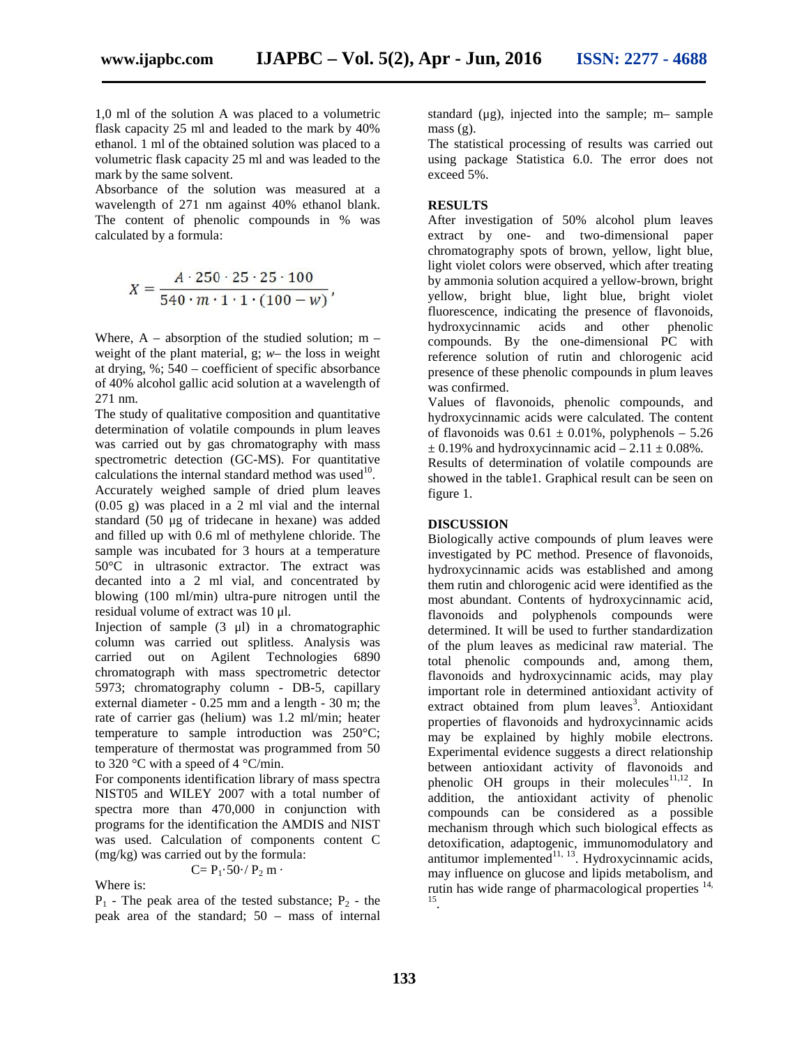1,0 ml of the solution A was placed to a volumetric flask capacity 25 ml and leaded to the mark by 40% ethanol. 1 ml of the obtained solution was placed to a volumetric flask capacity 25 ml and was leaded to the mark by the same solvent.

Absorbance of the solution was measured at a wavelength of 271 nm against 40% ethanol blank. The content of phenolic compounds in % was calculated by a formula:

$$X = \frac{A \cdot 250 \cdot 25 \cdot 25 \cdot 100}{540 \cdot m \cdot 1 \cdot 1 \cdot (100 - w)},$$

Where, A – absorption of the studied solution; m – weight of the plant material, g; *w*– the loss in weight at drying, %; 540 – coefficient of specific absorbance of 40% alcohol gallic acid solution at a wavelength of 271 nm.

The study of qualitative composition and quantitative determination of volatile compounds in plum leaves was carried out by gas chromatography with mass spectrometric detection (GC-MS). For quantitative calculations the internal standard method was used[10].

Accurately weighed sample of dried plum leaves (0.05 g) was placed in a 2 ml vial and the internal standard (50 µg of tridecane in hexane) was added and filled up with 0.6 ml of methylene chloride. The sample was incubated for 3 hours at a temperature 50°C in ultrasonic extractor. The extract was decanted into a 2 ml vial, and concentrated by blowing (100 ml/min) ultra-pure nitrogen until the residual volume of extract was 10 µl.

Injection of sample (3 µl) in a chromatographic column was carried out splitless. Analysis was carried out on Agilent Technologies 6890 chromatograph with mass spectrometric detector 5973; chromatography column - DB-5, capillary external diameter - 0.25 mm and a length - 30 m; the rate of carrier gas (helium) was 1.2 ml/min; heater temperature to sample introduction was 250°C; temperature of thermostat was programmed from 50 to 320 °C with a speed of 4 °C/min.

For components identification library of mass spectra NIST05 and WILEY 2007 with a total number of spectra more than 470,000 in conjunction with programs for the identification the AMDIS and NIST was used. Calculation of components content C (mg/kg) was carried out by the formula:

$$C = P_1 \cdot 50 \cdot / \, P_2 \, m \cdot$$

Where is:

$P_1$ - The peak area of the tested substance; $P_2$ - the peak area of the standard; 50 – mass of internal standard (µg), injected into the sample; m– sample mass (g).

The statistical processing of results was carried out using package Statistica 6.0. The error does not exceed 5%.

## RESULTS

After investigation of 50% alcohol plum leaves extract by one- and two-dimensional paper chromatography spots of brown, yellow, light blue, light violet colors were observed, which after treating by ammonia solution acquired a yellow-brown, bright yellow, bright blue, light blue, bright violet fluorescence, indicating the presence of flavonoids, hydroxycinnamic acids and other phenolic compounds. By the one-dimensional PC with reference solution of rutin and chlorogenic acid presence of these phenolic compounds in plum leaves was confirmed.

Values of flavonoids, phenolic compounds, and hydroxycinnamic acids were calculated. The content of flavonoids was 0.61 ± 0.01%, polyphenols – 5.26 ± 0.19% and hydroxycinnamic acid – 2.11 ± 0.08%.

Results of determination of volatile compounds are showed in the table1. Graphical result can be seen on figure 1.

## DISCUSSION

Biologically active compounds of plum leaves were investigated by PC method. Presence of flavonoids, hydroxycinnamic acids was established and among them rutin and chlorogenic acid were identified as the most abundant. Contents of hydroxycinnamic acid, flavonoids and polyphenols compounds were determined. It will be used to further standardization of the plum leaves as medicinal raw material. The total phenolic compounds and, among them, flavonoids and hydroxycinnamic acids, may play important role in determined antioxidant activity of extract obtained from plum leaves[3]. Antioxidant properties of flavonoids and hydroxycinnamic acids may be explained by highly mobile electrons. Experimental evidence suggests a direct relationship between antioxidant activity of flavonoids and phenolic OH groups in their molecules[11,12]. In addition, the antioxidant activity of phenolic compounds can be considered as a possible mechanism through which such biological effects as detoxification, adaptogenic, immunomodulatory and antitumor implemented[11, 13]. Hydroxycinnamic acids, may influence on glucose and lipids metabolism, and rutin has wide range of pharmacological properties [14, 15].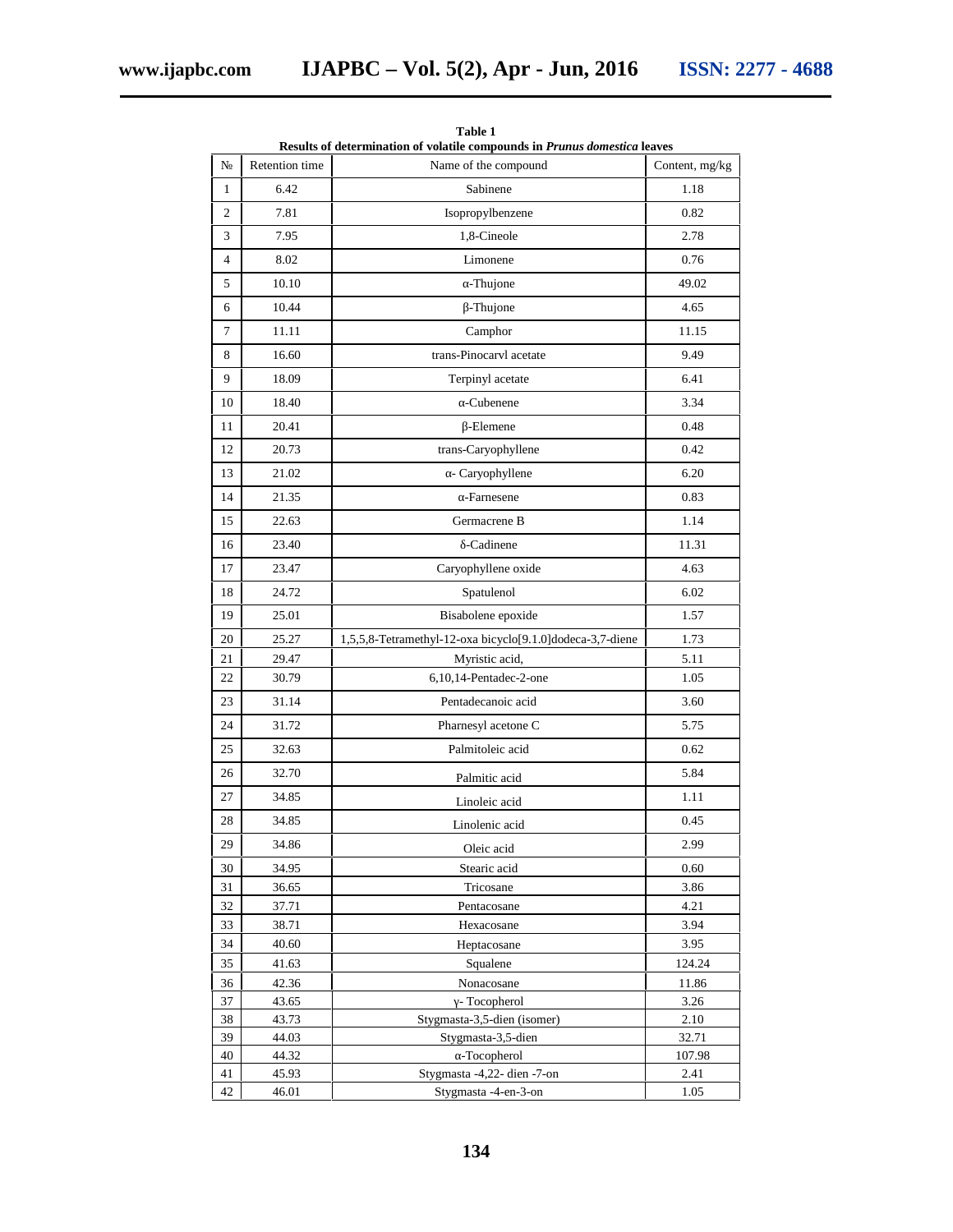**Table 1**
**Results of determination of volatile compounds in *Prunus domestica* leaves**

| № | Retention time | Name of the compound | Content, mg/kg |
|---|---|---|---|
| 1 | 6.42 | Sabinene | 1.18 |
| 2 | 7.81 | Isopropylbenzene | 0.82 |
| 3 | 7.95 | 1,8-Cineole | 2.78 |
| 4 | 8.02 | Limonene | 0.76 |
| 5 | 10.10 | α-Thujone | 49.02 |
| 6 | 10.44 | β-Thujone | 4.65 |
| 7 | 11.11 | Camphor | 11.15 |
| 8 | 16.60 | trans-Pinocarvl acetate | 9.49 |
| 9 | 18.09 | Terpinyl acetate | 6.41 |
| 10 | 18.40 | α-Cubenene | 3.34 |
| 11 | 20.41 | β-Elemene | 0.48 |
| 12 | 20.73 | trans-Caryophyllene | 0.42 |
| 13 | 21.02 | α- Caryophyllene | 6.20 |
| 14 | 21.35 | α-Farnesene | 0.83 |
| 15 | 22.63 | Germacrene B | 1.14 |
| 16 | 23.40 | δ-Cadinene | 11.31 |
| 17 | 23.47 | Caryophyllene oxide | 4.63 |
| 18 | 24.72 | Spatulenol | 6.02 |
| 19 | 25.01 | Bisabolene epoxide | 1.57 |
| 20 | 25.27 | 1,5,5,8-Tetramethyl-12-oxa bicyclo[9.1.0]dodeca-3,7-diene | 1.73 |
| 21 | 29.47 | Myristic acid, | 5.11 |
| 22 | 30.79 | 6,10,14-Pentadec-2-one | 1.05 |
| 23 | 31.14 | Pentadecanoic acid | 3.60 |
| 24 | 31.72 | Pharnesyl acetone C | 5.75 |
| 25 | 32.63 | Palmitoleic acid | 0.62 |
| 26 | 32.70 | Palmitic acid | 5.84 |
| 27 | 34.85 | Linoleic acid | 1.11 |
| 28 | 34.85 | Linolenic acid | 0.45 |
| 29 | 34.86 | Oleic acid | 2.99 |
| 30 | 34.95 | Stearic acid | 0.60 |
| 31 | 36.65 | Tricosane | 3.86 |
| 32 | 37.71 | Pentacosane | 4.21 |
| 33 | 38.71 | Hexacosane | 3.94 |
| 34 | 40.60 | Heptacosane | 3.95 |
| 35 | 41.63 | Squalene | 124.24 |
| 36 | 42.36 | Nonacosane | 11.86 |
| 37 | 43.65 | γ- Tocopherol | 3.26 |
| 38 | 43.73 | Stygmasta-3,5-dien (isomer) | 2.10 |
| 39 | 44.03 | Stygmasta-3,5-dien | 32.71 |
| 40 | 44.32 | α-Tocopherol | 107.98 |
| 41 | 45.93 | Stygmasta -4,22- dien -7-on | 2.41 |
| 42 | 46.01 | Stygmasta -4-en-3-on | 1.05 |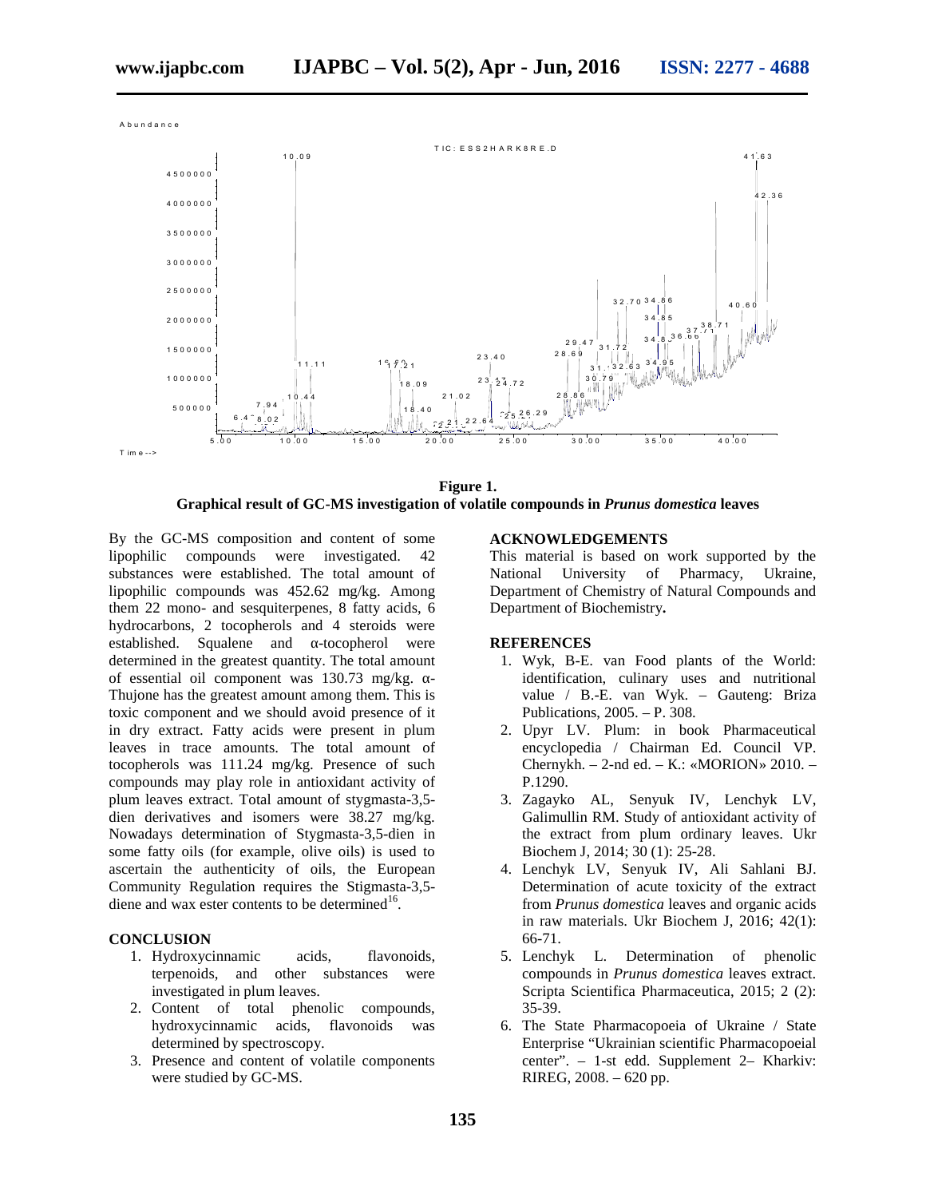**Figure 1.**
**Graphical result of GC-MS investigation of volatile compounds in *Prunus domestica* leaves**

By the GC-MS composition and content of some lipophilic compounds were investigated. 42 substances were established. The total amount of lipophilic compounds was 452.62 mg/kg. Among them 22 mono- and sesquiterpenes, 8 fatty acids, 6 hydrocarbons, 2 tocopherols and 4 steroids were established. Squalene and α-tocopherol were determined in the greatest quantity. The total amount of essential oil component was 130.73 mg/kg. α-Thujone has the greatest amount among them. This is toxic component and we should avoid presence of it in dry extract. Fatty acids were present in plum leaves in trace amounts. The total amount of tocopherols was 111.24 mg/kg. Presence of such compounds may play role in antioxidant activity of plum leaves extract. Total amount of stygmasta-3,5-dien derivatives and isomers were 38.27 mg/kg. Nowadays determination of Stygmasta-3,5-dien in some fatty oils (for example, olive oils) is used to ascertain the authenticity of oils, the European Community Regulation requires the Stigmasta-3,5-diene and wax ester contents to be determined[16].

## CONCLUSION

1. Hydroxycinnamic acids, flavonoids, terpenoids, and other substances were investigated in plum leaves.
2. Content of total phenolic compounds, hydroxycinnamic acids, flavonoids was determined by spectroscopy.
3. Presence and content of volatile components were studied by GC-MS.

## ACKNOWLEDGEMENTS

This material is based on work supported by the National University of Pharmacy, Ukraine, Department of Chemistry of Natural Compounds and Department of Biochemistry**.**

## REFERENCES

1. Wyk, B-E. van Food plants of the World: identification, culinary uses and nutritional value / B.-E. van Wyk. – Gauteng: Briza Publications, 2005. – P. 308.
2. Upyr LV. Plum: in book Pharmaceutical encyclopedia / Chairman Ed. Council VP. Chernykh. – 2-nd ed. – K.: «MORION» 2010. – P.1290.
3. Zagayko AL, Senyuk IV, Lenchyk LV, Galimullin RM. Study of antioxidant activity of the extract from plum ordinary leaves. Ukr Biochem J, 2014; 30 (1): 25-28.
4. Lenchyk LV, Senyuk IV, Ali Sahlani BJ. Determination of acute toxicity of the extract from *Prunus domestica* leaves and organic acids in raw materials. Ukr Biochem J, 2016; 42(1): 66-71.
5. Lenchyk L. Determination of phenolic compounds in *Prunus domestica* leaves extract. Scripta Scientifica Pharmaceutica, 2015; 2 (2): 35-39.
6. The State Pharmacopoeia of Ukraine / State Enterprise "Ukrainian scientific Pharmacopoeial center". – 1-st edd. Supplement 2– Kharkiv: RIREG, 2008. – 620 pp.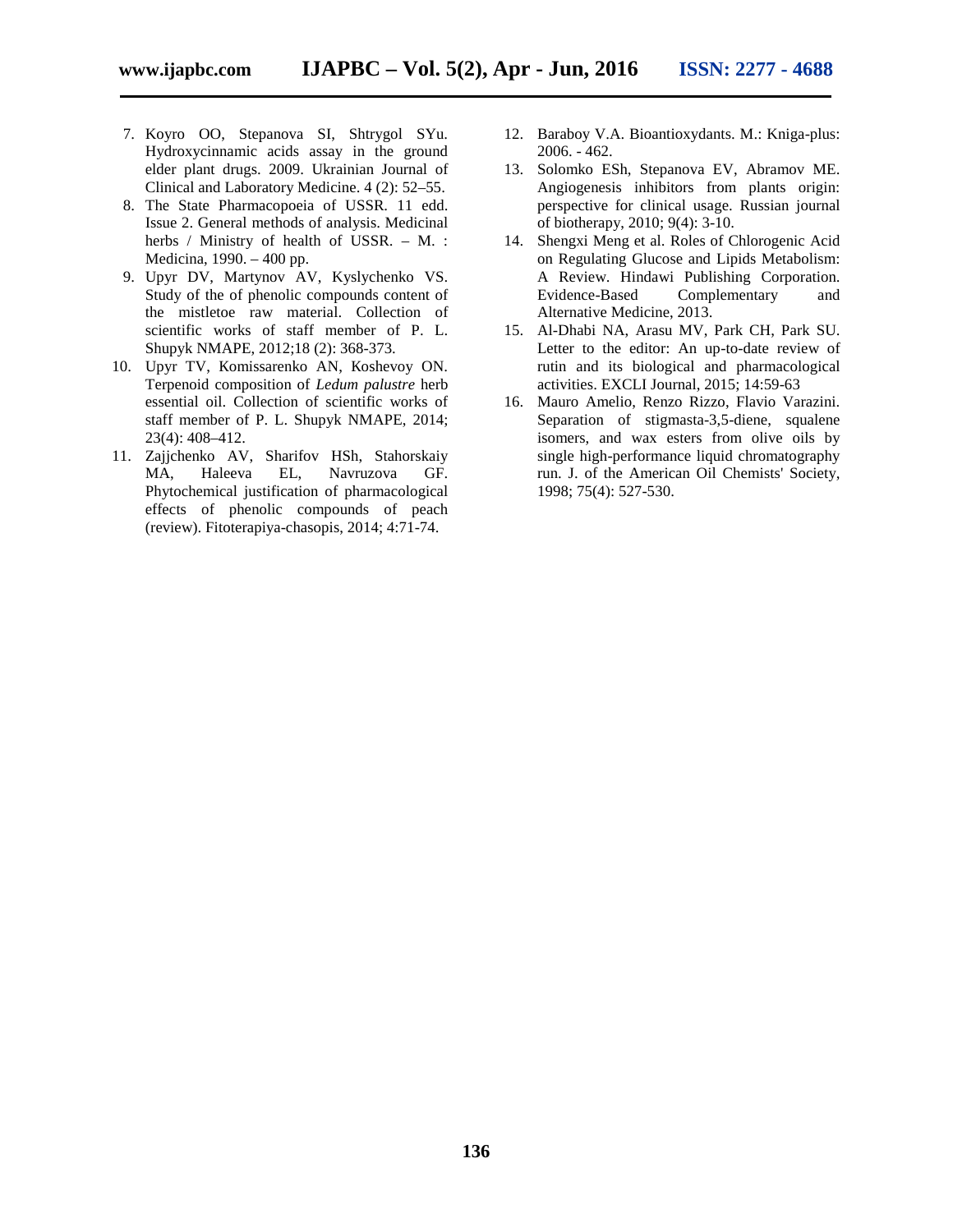7. Koyro OO, Stepanova SI, Shtrygol SYu. Hydroxycinnamic acids assay in the ground elder plant drugs. 2009. Ukrainian Journal of Clinical and Laboratory Medicine. 4 (2): 52–55.
8. The State Pharmacopoeia of USSR. 11 edd. Issue 2. General methods of analysis. Medicinal herbs / Ministry of health of USSR. – M. : Medicina, 1990. – 400 pp.
9. Upyr DV, Martynov AV, Kyslychenko VS. Study of the of phenolic compounds content of the mistletoe raw material. Collection of scientific works of staff member of P. L. Shupyk NMAPE, 2012;18 (2): 368-373.
10. Upyr TV, Komissarenko AN, Koshevoy ON. Terpenoid composition of *Ledum palustre* herb essential oil. Collection of scientific works of staff member of P. L. Shupyk NMAPE, 2014; 23(4): 408–412.
11. Zajjchenko AV, Sharifov HSh, Stahorskaiy MA, Haleeva EL, Navruzova GF. Phytochemical justification of pharmacological effects of phenolic compounds of peach (review). Fitoterapiya-chasopis, 2014; 4:71-74.
12. Baraboy V.A. Bioantioxydants. M.: Kniga-plus: 2006. - 462.
13. Solomko ESh, Stepanova EV, Abramov ME. Angiogenesis inhibitors from plants origin: perspective for clinical usage. Russian journal of biotherapy, 2010; 9(4): 3-10.
14. Shengxi Meng et al. Roles of Chlorogenic Acid on Regulating Glucose and Lipids Metabolism: A Review. Hindawi Publishing Corporation. Evidence-Based Complementary and Alternative Medicine, 2013.
15. Al-Dhabi NA, Arasu MV, Park CH, Park SU. Letter to the editor: An up-to-date review of rutin and its biological and pharmacological activities. EXCLI Journal, 2015; 14:59-63
16. Mauro Amelio, Renzo Rizzo, Flavio Varazini. Separation of stigmasta-3,5-diene, squalene isomers, and wax esters from olive oils by single high-performance liquid chromatography run. J. of the American Oil Chemists' Society, 1998; 75(4): 527-530.